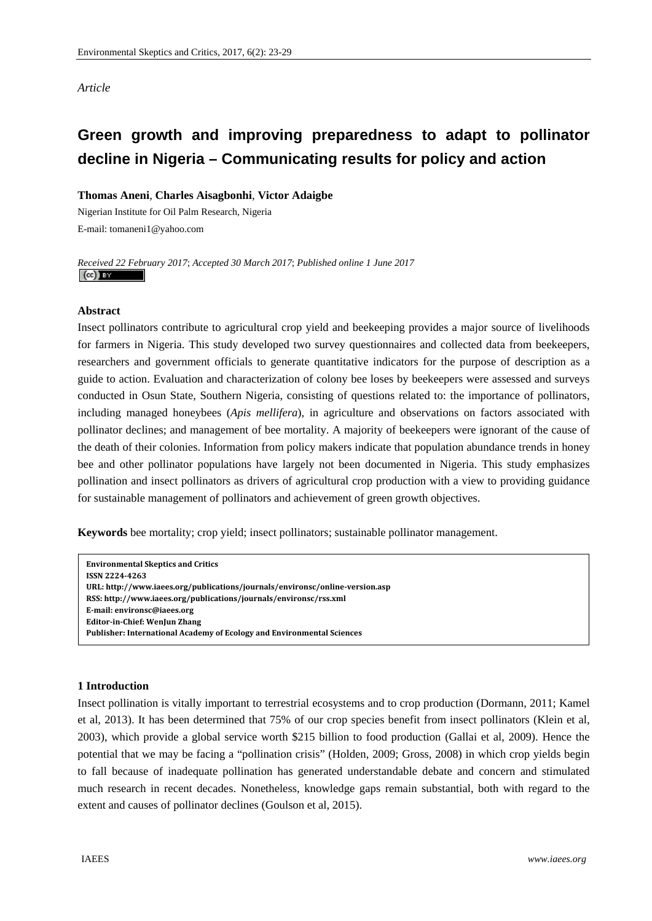*Article*

# Green growth and improving preparedness to adapt to pollinator decline in Nigeria – Communicating results for policy and action

**Thomas Aneni**, **Charles Aisagbonhi**, **Victor Adaigbe**

Nigerian Institute for Oil Palm Research, Nigeria

E-mail: tomaneni1@yahoo.com

*Received 22 February 2017*; *Accepted 30 March 2017*; *Published online 1 June 2017*

## Abstract

Insect pollinators contribute to agricultural crop yield and beekeeping provides a major source of livelihoods for farmers in Nigeria. This study developed two survey questionnaires and collected data from beekeepers, researchers and government officials to generate quantitative indicators for the purpose of description as a guide to action. Evaluation and characterization of colony bee loses by beekeepers were assessed and surveys conducted in Osun State, Southern Nigeria, consisting of questions related to: the importance of pollinators, including managed honeybees (*Apis mellifera*), in agriculture and observations on factors associated with pollinator declines; and management of bee mortality. A majority of beekeepers were ignorant of the cause of the death of their colonies. Information from policy makers indicate that population abundance trends in honey bee and other pollinator populations have largely not been documented in Nigeria. This study emphasizes pollination and insect pollinators as drivers of agricultural crop production with a view to providing guidance for sustainable management of pollinators and achievement of green growth objectives.

**Keywords** bee mortality; crop yield; insect pollinators; sustainable pollinator management.

**Environmental Skeptics and Critics**
**ISSN 2224-4263**
**URL: http://www.iaees.org/publications/journals/environsc/online-version.asp**
**RSS: http://www.iaees.org/publications/journals/environsc/rss.xml**
**E-mail: environsc@iaees.org**
**Editor-in-Chief: WenJun Zhang**
**Publisher: International Academy of Ecology and Environmental Sciences**

## 1 Introduction

Insect pollination is vitally important to terrestrial ecosystems and to crop production (Dormann, 2011; Kamel et al, 2013). It has been determined that 75% of our crop species benefit from insect pollinators (Klein et al, 2003), which provide a global service worth $215 billion to food production (Gallai et al, 2009). Hence the potential that we may be facing a "pollination crisis" (Holden, 2009; Gross, 2008) in which crop yields begin to fall because of inadequate pollination has generated understandable debate and concern and stimulated much research in recent decades. Nonetheless, knowledge gaps remain substantial, both with regard to the extent and causes of pollinator declines (Goulson et al, 2015).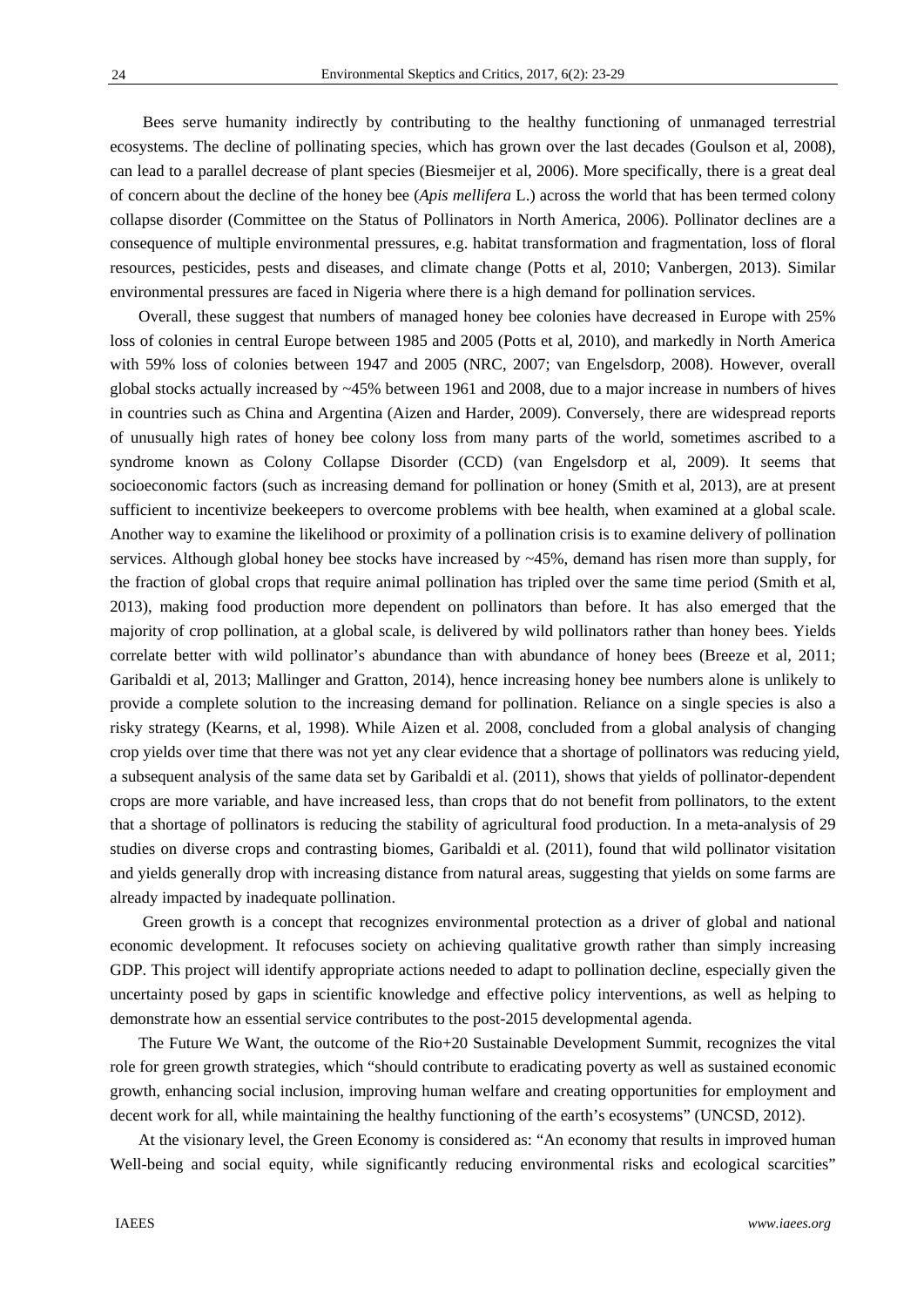Bees serve humanity indirectly by contributing to the healthy functioning of unmanaged terrestrial ecosystems. The decline of pollinating species, which has grown over the last decades (Goulson et al, 2008), can lead to a parallel decrease of plant species (Biesmeijer et al, 2006). More specifically, there is a great deal of concern about the decline of the honey bee (*Apis mellifera* L.) across the world that has been termed colony collapse disorder (Committee on the Status of Pollinators in North America, 2006). Pollinator declines are a consequence of multiple environmental pressures, e.g. habitat transformation and fragmentation, loss of floral resources, pesticides, pests and diseases, and climate change (Potts et al, 2010; Vanbergen, 2013). Similar environmental pressures are faced in Nigeria where there is a high demand for pollination services.

Overall, these suggest that numbers of managed honey bee colonies have decreased in Europe with 25% loss of colonies in central Europe between 1985 and 2005 (Potts et al, 2010), and markedly in North America with 59% loss of colonies between 1947 and 2005 (NRC, 2007; van Engelsdorp, 2008). However, overall global stocks actually increased by ~45% between 1961 and 2008, due to a major increase in numbers of hives in countries such as China and Argentina (Aizen and Harder, 2009). Conversely, there are widespread reports of unusually high rates of honey bee colony loss from many parts of the world, sometimes ascribed to a syndrome known as Colony Collapse Disorder (CCD) (van Engelsdorp et al, 2009). It seems that socioeconomic factors (such as increasing demand for pollination or honey (Smith et al, 2013), are at present sufficient to incentivize beekeepers to overcome problems with bee health, when examined at a global scale. Another way to examine the likelihood or proximity of a pollination crisis is to examine delivery of pollination services. Although global honey bee stocks have increased by ~45%, demand has risen more than supply, for the fraction of global crops that require animal pollination has tripled over the same time period (Smith et al, 2013), making food production more dependent on pollinators than before. It has also emerged that the majority of crop pollination, at a global scale, is delivered by wild pollinators rather than honey bees. Yields correlate better with wild pollinator's abundance than with abundance of honey bees (Breeze et al, 2011; Garibaldi et al, 2013; Mallinger and Gratton, 2014), hence increasing honey bee numbers alone is unlikely to provide a complete solution to the increasing demand for pollination. Reliance on a single species is also a risky strategy (Kearns, et al, 1998). While Aizen et al. 2008, concluded from a global analysis of changing crop yields over time that there was not yet any clear evidence that a shortage of pollinators was reducing yield, a subsequent analysis of the same data set by Garibaldi et al. (2011), shows that yields of pollinator-dependent crops are more variable, and have increased less, than crops that do not benefit from pollinators, to the extent that a shortage of pollinators is reducing the stability of agricultural food production. In a meta-analysis of 29 studies on diverse crops and contrasting biomes, Garibaldi et al. (2011), found that wild pollinator visitation and yields generally drop with increasing distance from natural areas, suggesting that yields on some farms are already impacted by inadequate pollination.

Green growth is a concept that recognizes environmental protection as a driver of global and national economic development. It refocuses society on achieving qualitative growth rather than simply increasing GDP. This project will identify appropriate actions needed to adapt to pollination decline, especially given the uncertainty posed by gaps in scientific knowledge and effective policy interventions, as well as helping to demonstrate how an essential service contributes to the post-2015 developmental agenda.

The Future We Want, the outcome of the Rio+20 Sustainable Development Summit, recognizes the vital role for green growth strategies, which "should contribute to eradicating poverty as well as sustained economic growth, enhancing social inclusion, improving human welfare and creating opportunities for employment and decent work for all, while maintaining the healthy functioning of the earth's ecosystems" (UNCSD, 2012).

At the visionary level, the Green Economy is considered as: "An economy that results in improved human Well-being and social equity, while significantly reducing environmental risks and ecological scarcities"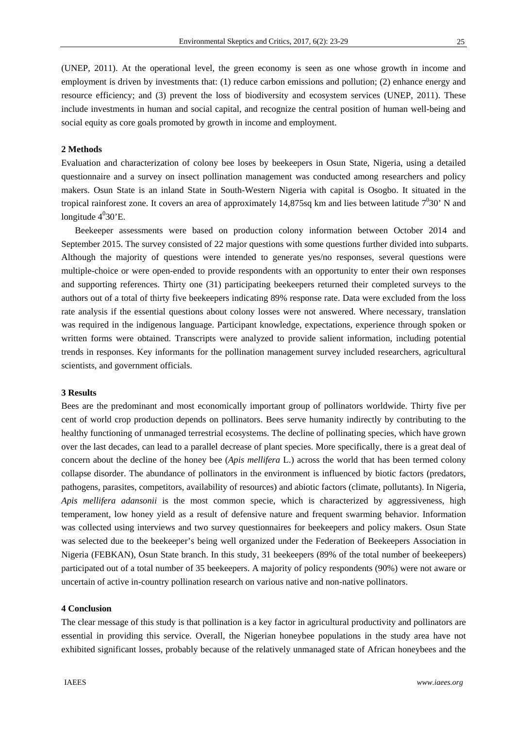(UNEP, 2011). At the operational level, the green economy is seen as one whose growth in income and employment is driven by investments that: (1) reduce carbon emissions and pollution; (2) enhance energy and resource efficiency; and (3) prevent the loss of biodiversity and ecosystem services (UNEP, 2011). These include investments in human and social capital, and recognize the central position of human well-being and social equity as core goals promoted by growth in income and employment.

## 2 Methods

Evaluation and characterization of colony bee loses by beekeepers in Osun State, Nigeria, using a detailed questionnaire and a survey on insect pollination management was conducted among researchers and policy makers. Osun State is an inland State in South-Western Nigeria with capital is Osogbo. It situated in the tropical rainforest zone. It covers an area of approximately 14,875sq km and lies between latitude $7^0$30' N and longitude $4^0$30'E.

Beekeeper assessments were based on production colony information between October 2014 and September 2015. The survey consisted of 22 major questions with some questions further divided into subparts. Although the majority of questions were intended to generate yes/no responses, several questions were multiple-choice or were open-ended to provide respondents with an opportunity to enter their own responses and supporting references. Thirty one (31) participating beekeepers returned their completed surveys to the authors out of a total of thirty five beekeepers indicating 89% response rate. Data were excluded from the loss rate analysis if the essential questions about colony losses were not answered. Where necessary, translation was required in the indigenous language. Participant knowledge, expectations, experience through spoken or written forms were obtained. Transcripts were analyzed to provide salient information, including potential trends in responses. Key informants for the pollination management survey included researchers, agricultural scientists, and government officials.

## 3 Results

Bees are the predominant and most economically important group of pollinators worldwide. Thirty five per cent of world crop production depends on pollinators. Bees serve humanity indirectly by contributing to the healthy functioning of unmanaged terrestrial ecosystems. The decline of pollinating species, which have grown over the last decades, can lead to a parallel decrease of plant species. More specifically, there is a great deal of concern about the decline of the honey bee (*Apis mellifera* L.) across the world that has been termed colony collapse disorder. The abundance of pollinators in the environment is influenced by biotic factors (predators, pathogens, parasites, competitors, availability of resources) and abiotic factors (climate, pollutants). In Nigeria, *Apis mellifera adansonii* is the most common specie, which is characterized by aggressiveness, high temperament, low honey yield as a result of defensive nature and frequent swarming behavior. Information was collected using interviews and two survey questionnaires for beekeepers and policy makers. Osun State was selected due to the beekeeper's being well organized under the Federation of Beekeepers Association in Nigeria (FEBKAN), Osun State branch. In this study, 31 beekeepers (89% of the total number of beekeepers) participated out of a total number of 35 beekeepers. A majority of policy respondents (90%) were not aware or uncertain of active in-country pollination research on various native and non-native pollinators.

## 4 Conclusion

The clear message of this study is that pollination is a key factor in agricultural productivity and pollinators are essential in providing this service. Overall, the Nigerian honeybee populations in the study area have not exhibited significant losses, probably because of the relatively unmanaged state of African honeybees and the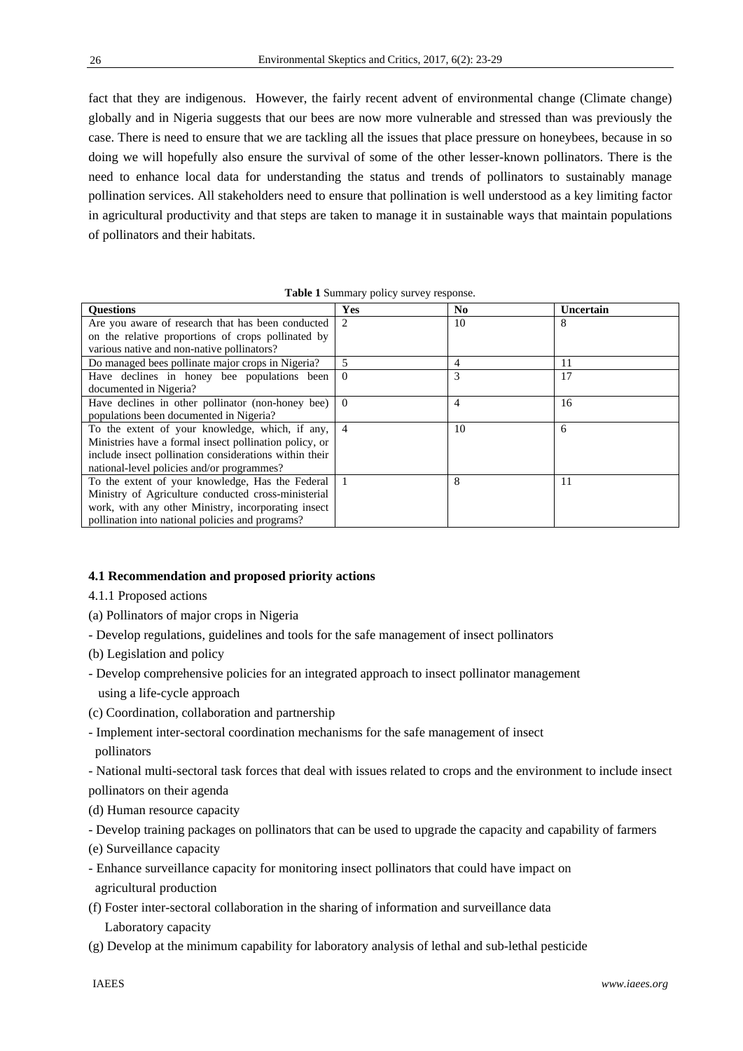fact that they are indigenous. However, the fairly recent advent of environmental change (Climate change) globally and in Nigeria suggests that our bees are now more vulnerable and stressed than was previously the case. There is need to ensure that we are tackling all the issues that place pressure on honeybees, because in so doing we will hopefully also ensure the survival of some of the other lesser-known pollinators. There is the need to enhance local data for understanding the status and trends of pollinators to sustainably manage pollination services. All stakeholders need to ensure that pollination is well understood as a key limiting factor in agricultural productivity and that steps are taken to manage it in sustainable ways that maintain populations of pollinators and their habitats.

**Table 1** Summary policy survey response.

| Questions | Yes | No | Uncertain |
|---|---|---|---|
| Are you aware of research that has been conducted on the relative proportions of crops pollinated by various native and non-native pollinators? | 2 | 10 | 8 |
| Do managed bees pollinate major crops in Nigeria? | 5 | 4 | 11 |
| Have declines in honey bee populations been documented in Nigeria? | 0 | 3 | 17 |
| Have declines in other pollinator (non-honey bee) populations been documented in Nigeria? | 0 | 4 | 16 |
| To the extent of your knowledge, which, if any, Ministries have a formal insect pollination policy, or include insect pollination considerations within their national-level policies and/or programmes? | 4 | 10 | 6 |
| To the extent of your knowledge, Has the Federal Ministry of Agriculture conducted cross-ministerial work, with any other Ministry, incorporating insect pollination into national policies and programs? | 1 | 8 | 11 |

### 4.1 Recommendation and proposed priority actions

4.1.1 Proposed actions

(a) Pollinators of major crops in Nigeria

- Develop regulations, guidelines and tools for the safe management of insect pollinators

(b) Legislation and policy

- Develop comprehensive policies for an integrated approach to insect pollinator management using a life-cycle approach

(c) Coordination, collaboration and partnership

- Implement inter-sectoral coordination mechanisms for the safe management of insect pollinators

- National multi-sectoral task forces that deal with issues related to crops and the environment to include insect pollinators on their agenda

(d) Human resource capacity

- Develop training packages on pollinators that can be used to upgrade the capacity and capability of farmers

(e) Surveillance capacity

- Enhance surveillance capacity for monitoring insect pollinators that could have impact on agricultural production

(f) Foster inter-sectoral collaboration in the sharing of information and surveillance data
   Laboratory capacity

(g) Develop at the minimum capability for laboratory analysis of lethal and sub-lethal pesticide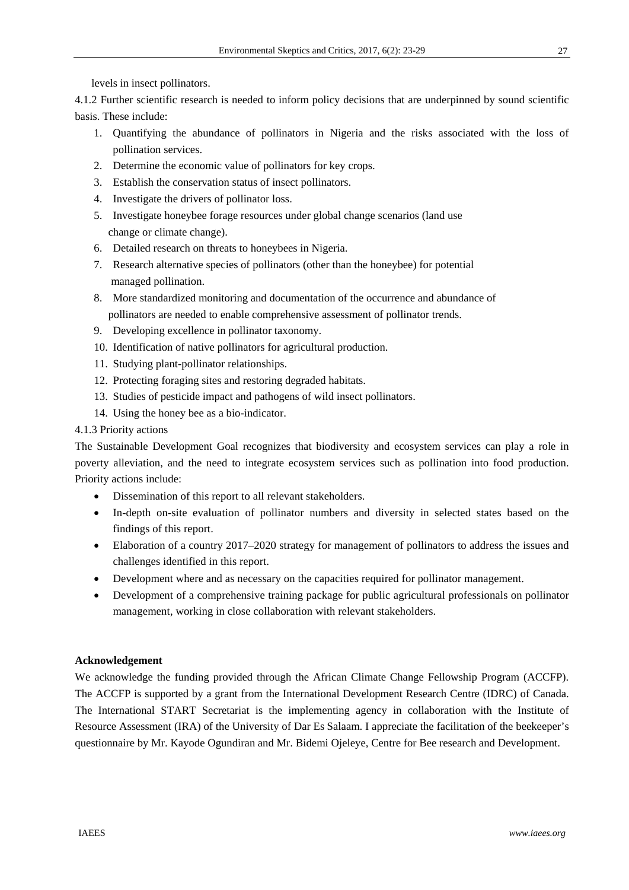levels in insect pollinators.

4.1.2 Further scientific research is needed to inform policy decisions that are underpinned by sound scientific basis. These include:

1. Quantifying the abundance of pollinators in Nigeria and the risks associated with the loss of pollination services.
2. Determine the economic value of pollinators for key crops.
3. Establish the conservation status of insect pollinators.
4. Investigate the drivers of pollinator loss.
5. Investigate honeybee forage resources under global change scenarios (land use change or climate change).
6. Detailed research on threats to honeybees in Nigeria.
7. Research alternative species of pollinators (other than the honeybee) for potential managed pollination.
8. More standardized monitoring and documentation of the occurrence and abundance of pollinators are needed to enable comprehensive assessment of pollinator trends.
9. Developing excellence in pollinator taxonomy.
10. Identification of native pollinators for agricultural production.
11. Studying plant-pollinator relationships.
12. Protecting foraging sites and restoring degraded habitats.
13. Studies of pesticide impact and pathogens of wild insect pollinators.
14. Using the honey bee as a bio-indicator.

4.1.3 Priority actions

The Sustainable Development Goal recognizes that biodiversity and ecosystem services can play a role in poverty alleviation, and the need to integrate ecosystem services such as pollination into food production. Priority actions include:

- Dissemination of this report to all relevant stakeholders.
- In-depth on-site evaluation of pollinator numbers and diversity in selected states based on the findings of this report.
- Elaboration of a country 2017–2020 strategy for management of pollinators to address the issues and challenges identified in this report.
- Development where and as necessary on the capacities required for pollinator management.
- Development of a comprehensive training package for public agricultural professionals on pollinator management, working in close collaboration with relevant stakeholders.

**Acknowledgement**

We acknowledge the funding provided through the African Climate Change Fellowship Program (ACCFP). The ACCFP is supported by a grant from the International Development Research Centre (IDRC) of Canada. The International START Secretariat is the implementing agency in collaboration with the Institute of Resource Assessment (IRA) of the University of Dar Es Salaam. I appreciate the facilitation of the beekeeper's questionnaire by Mr. Kayode Ogundiran and Mr. Bidemi Ojeleye, Centre for Bee research and Development.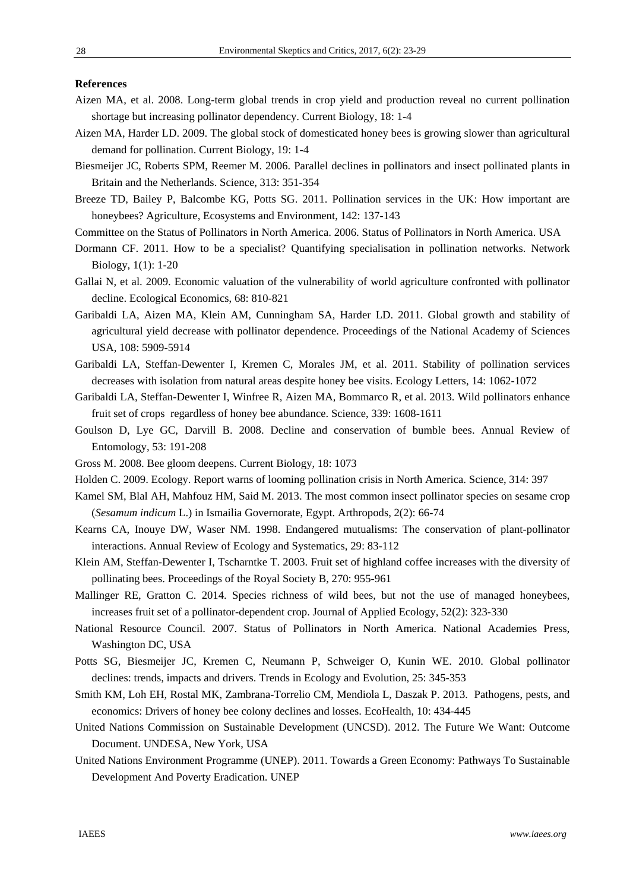**References**

Aizen MA, et al. 2008. Long-term global trends in crop yield and production reveal no current pollination shortage but increasing pollinator dependency. Current Biology, 18: 1-4

Aizen MA, Harder LD. 2009. The global stock of domesticated honey bees is growing slower than agricultural demand for pollination. Current Biology, 19: 1-4

Biesmeijer JC, Roberts SPM, Reemer M. 2006. Parallel declines in pollinators and insect pollinated plants in Britain and the Netherlands. Science, 313: 351-354

Breeze TD, Bailey P, Balcombe KG, Potts SG. 2011. Pollination services in the UK: How important are honeybees? Agriculture, Ecosystems and Environment, 142: 137-143

Committee on the Status of Pollinators in North America. 2006. Status of Pollinators in North America. USA

Dormann CF. 2011. How to be a specialist? Quantifying specialisation in pollination networks. Network Biology, 1(1): 1-20

Gallai N, et al. 2009. Economic valuation of the vulnerability of world agriculture confronted with pollinator decline. Ecological Economics, 68: 810-821

Garibaldi LA, Aizen MA, Klein AM, Cunningham SA, Harder LD. 2011. Global growth and stability of agricultural yield decrease with pollinator dependence. Proceedings of the National Academy of Sciences USA, 108: 5909-5914

Garibaldi LA, Steffan-Dewenter I, Kremen C, Morales JM, et al. 2011. Stability of pollination services decreases with isolation from natural areas despite honey bee visits. Ecology Letters, 14: 1062-1072

Garibaldi LA, Steffan-Dewenter I, Winfree R, Aizen MA, Bommarco R, et al. 2013. Wild pollinators enhance fruit set of crops regardless of honey bee abundance. Science, 339: 1608-1611

Goulson D, Lye GC, Darvill B. 2008. Decline and conservation of bumble bees. Annual Review of Entomology, 53: 191-208

Gross M. 2008. Bee gloom deepens. Current Biology, 18: 1073

Holden C. 2009. Ecology. Report warns of looming pollination crisis in North America. Science, 314: 397

Kamel SM, Blal AH, Mahfouz HM, Said M. 2013. The most common insect pollinator species on sesame crop (*Sesamum indicum* L.) in Ismailia Governorate, Egypt. Arthropods, 2(2): 66-74

Kearns CA, Inouye DW, Waser NM. 1998. Endangered mutualisms: The conservation of plant-pollinator interactions. Annual Review of Ecology and Systematics, 29: 83-112

Klein AM, Steffan-Dewenter I, Tscharntke T. 2003. Fruit set of highland coffee increases with the diversity of pollinating bees. Proceedings of the Royal Society B, 270: 955-961

Mallinger RE, Gratton C. 2014. Species richness of wild bees, but not the use of managed honeybees, increases fruit set of a pollinator-dependent crop. Journal of Applied Ecology, 52(2): 323-330

National Resource Council. 2007. Status of Pollinators in North America. National Academies Press, Washington DC, USA

Potts SG, Biesmeijer JC, Kremen C, Neumann P, Schweiger O, Kunin WE. 2010. Global pollinator declines: trends, impacts and drivers. Trends in Ecology and Evolution, 25: 345-353

Smith KM, Loh EH, Rostal MK, Zambrana-Torrelio CM, Mendiola L, Daszak P. 2013. Pathogens, pests, and economics: Drivers of honey bee colony declines and losses. EcoHealth, 10: 434-445

United Nations Commission on Sustainable Development (UNCSD). 2012. The Future We Want: Outcome Document. UNDESA, New York, USA

United Nations Environment Programme (UNEP). 2011. Towards a Green Economy: Pathways To Sustainable Development And Poverty Eradication. UNEP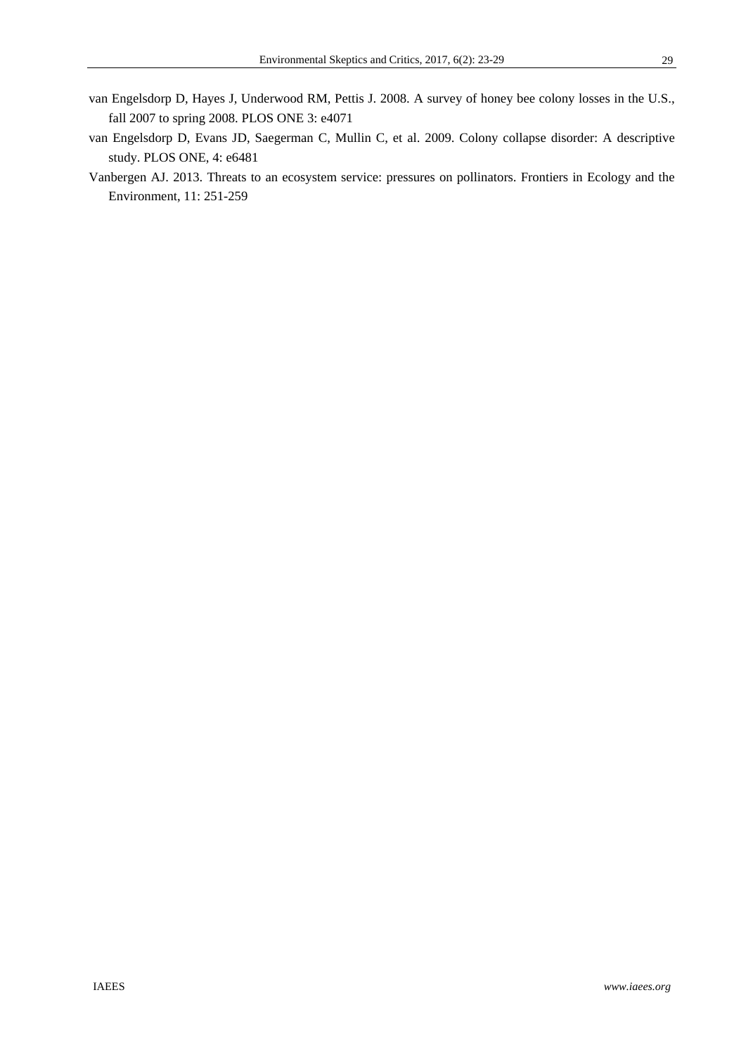van Engelsdorp D, Hayes J, Underwood RM, Pettis J. 2008. A survey of honey bee colony losses in the U.S., fall 2007 to spring 2008. PLOS ONE 3: e4071

van Engelsdorp D, Evans JD, Saegerman C, Mullin C, et al. 2009. Colony collapse disorder: A descriptive study. PLOS ONE, 4: e6481

Vanbergen AJ. 2013. Threats to an ecosystem service: pressures on pollinators. Frontiers in Ecology and the Environment, 11: 251-259